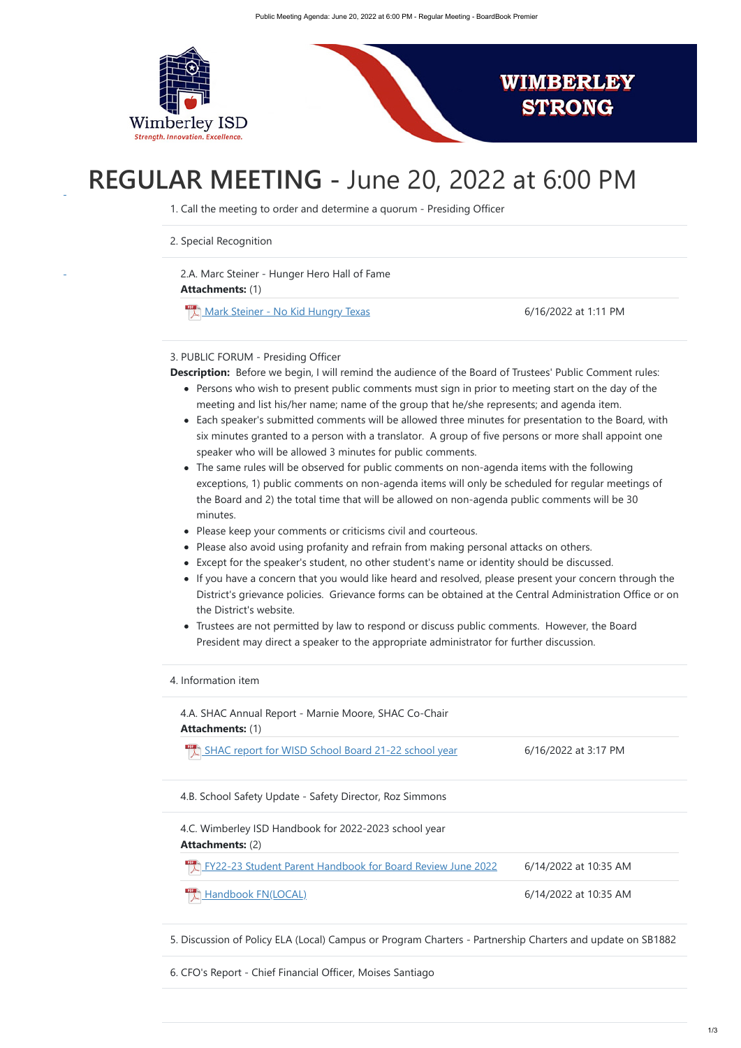# REGULAR MEETING - June 20, 2022 at 6:00 PM

1. Call the meeting to order and determine a quorum - Presiding Officer

2. Special Recognition

2.A. Marc Steiner - Hunger Hero Hall of Fame
**Attachments:** (1)

| | |
|---|---|
| Mark Steiner - No Kid Hungry Texas | 6/16/2022 at 1:11 PM |

3. PUBLIC FORUM - Presiding Officer
**Description:** Before we begin, I will remind the audience of the Board of Trustees' Public Comment rules:

- Persons who wish to present public comments must sign in prior to meeting start on the day of the meeting and list his/her name; name of the group that he/she represents; and agenda item.
- Each speaker's submitted comments will be allowed three minutes for presentation to the Board, with six minutes granted to a person with a translator. A group of five persons or more shall appoint one speaker who will be allowed 3 minutes for public comments.
- The same rules will be observed for public comments on non-agenda items with the following exceptions, 1) public comments on non-agenda items will only be scheduled for regular meetings of the Board and 2) the total time that will be allowed on non-agenda public comments will be 30 minutes.
- Please keep your comments or criticisms civil and courteous.
- Please also avoid using profanity and refrain from making personal attacks on others.
- Except for the speaker's student, no other student's name or identity should be discussed.
- If you have a concern that you would like heard and resolved, please present your concern through the District's grievance policies. Grievance forms can be obtained at the Central Administration Office or on the District's website.
- Trustees are not permitted by law to respond or discuss public comments. However, the Board President may direct a speaker to the appropriate administrator for further discussion.

4. Information item

4.A. SHAC Annual Report - Marnie Moore, SHAC Co-Chair
**Attachments:** (1)

| | |
|---|---|
| SHAC report for WISD School Board 21-22 school year | 6/16/2022 at 3:17 PM |

4.B. School Safety Update - Safety Director, Roz Simmons

4.C. Wimberley ISD Handbook for 2022-2023 school year
**Attachments:** (2)

| | |
|---|---|
| FY22-23 Student Parent Handbook for Board Review June 2022 | 6/14/2022 at 10:35 AM |
| Handbook FN(LOCAL) | 6/14/2022 at 10:35 AM |

5. Discussion of Policy ELA (Local) Campus or Program Charters - Partnership Charters and update on SB1882

6. CFO's Report - Chief Financial Officer, Moises Santiago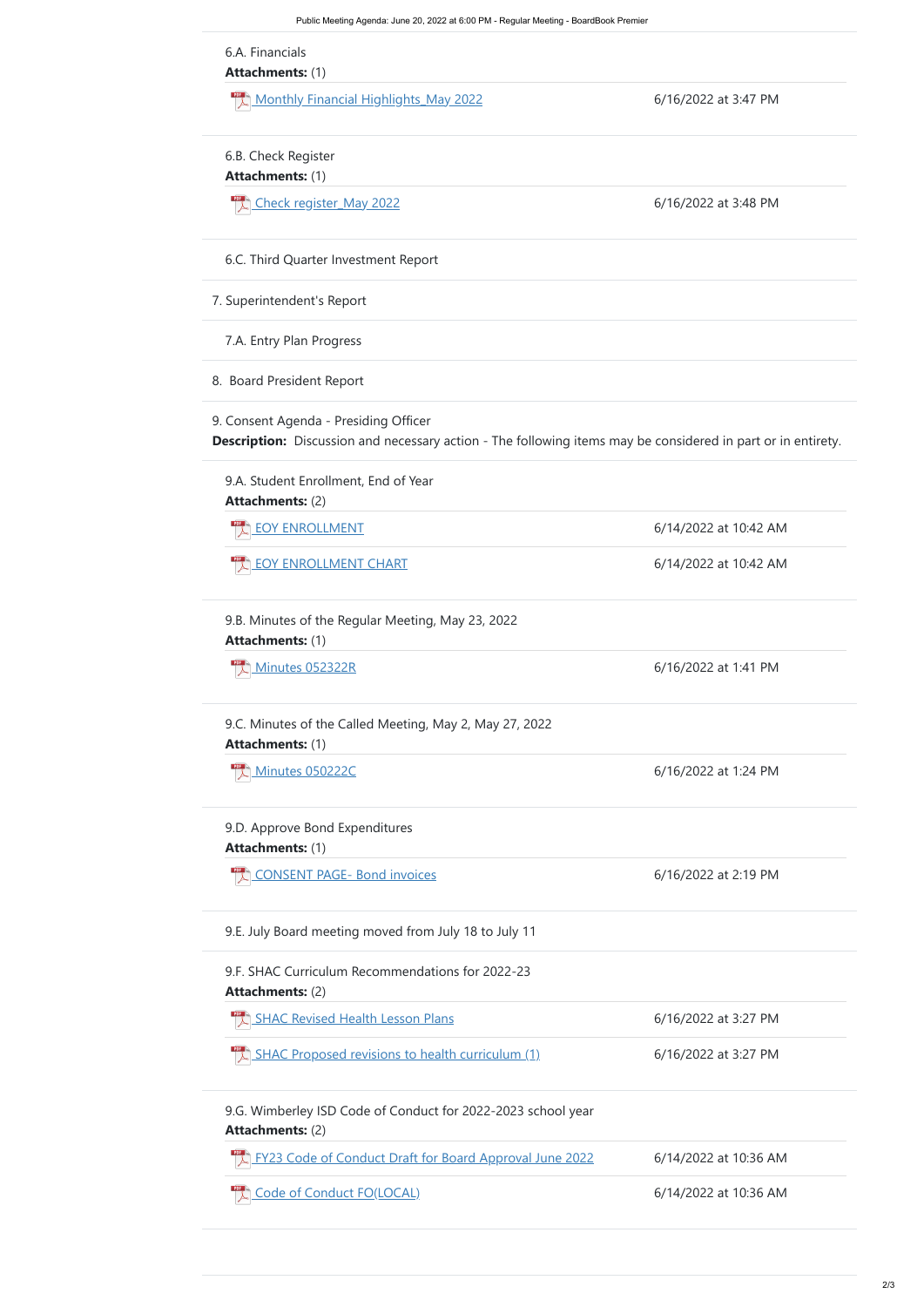6.A. Financials

**Attachments:** (1)

| | |
|---|---|
| Monthly Financial Highlights_May 2022 | 6/16/2022 at 3:47 PM |

6.B. Check Register

**Attachments:** (1)

| | |
|---|---|
| Check register_May 2022 | 6/16/2022 at 3:48 PM |

6.C. Third Quarter Investment Report

7. Superintendent's Report

7.A. Entry Plan Progress

8. Board President Report

9. Consent Agenda - Presiding Officer

**Description:** Discussion and necessary action - The following items may be considered in part or in entirety.

9.A. Student Enrollment, End of Year

**Attachments:** (2)

| | |
|---|---|
| EOY ENROLLMENT | 6/14/2022 at 10:42 AM |
| EOY ENROLLMENT CHART | 6/14/2022 at 10:42 AM |

9.B. Minutes of the Regular Meeting, May 23, 2022

**Attachments:** (1)

| | |
|---|---|
| Minutes 052322R | 6/16/2022 at 1:41 PM |

9.C. Minutes of the Called Meeting, May 2, May 27, 2022

**Attachments:** (1)

| | |
|---|---|
| Minutes 050222C | 6/16/2022 at 1:24 PM |

9.D. Approve Bond Expenditures

**Attachments:** (1)

| | |
|---|---|
| CONSENT PAGE- Bond invoices | 6/16/2022 at 2:19 PM |

9.E. July Board meeting moved from July 18 to July 11

9.F. SHAC Curriculum Recommendations for 2022-23

**Attachments:** (2)

| | |
|---|---|
| SHAC Revised Health Lesson Plans | 6/16/2022 at 3:27 PM |
| SHAC Proposed revisions to health curriculum (1) | 6/16/2022 at 3:27 PM |

9.G. Wimberley ISD Code of Conduct for 2022-2023 school year

**Attachments:** (2)

| | |
|---|---|
| FY23 Code of Conduct Draft for Board Approval June 2022 | 6/14/2022 at 10:36 AM |
| Code of Conduct FO(LOCAL) | 6/14/2022 at 10:36 AM |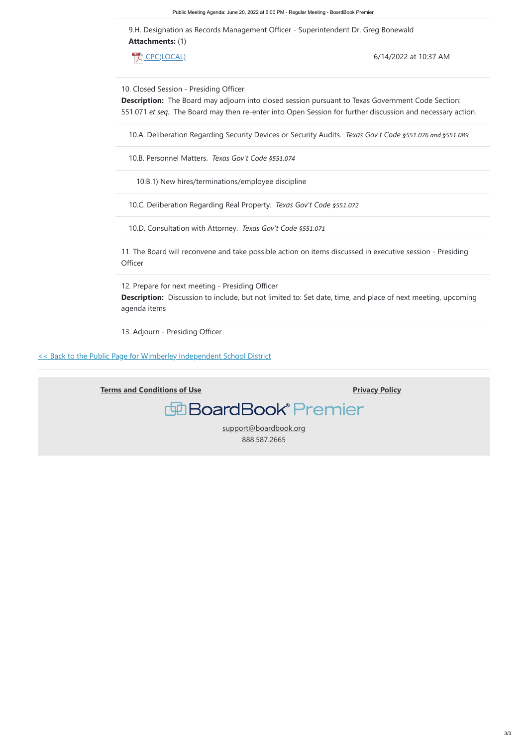9.H. Designation as Records Management Officer - Superintendent Dr. Greg Bonewald

**Attachments:** (1)

CPC(LOCAL) 6/14/2022 at 10:37 AM

10. Closed Session - Presiding Officer

**Description:** The Board may adjourn into closed session pursuant to Texas Government Code Section: 551.071 *et seq.* The Board may then re-enter into Open Session for further discussion and necessary action.

10.A. Deliberation Regarding Security Devices or Security Audits. *Texas Gov't Code §551.076 and §551.089*

10.B. Personnel Matters. *Texas Gov't Code §551.074*

10.B.1) New hires/terminations/employee discipline

10.C. Deliberation Regarding Real Property. *Texas Gov't Code §551.072*

10.D. Consultation with Attorney. *Texas Gov't Code §551.071*

11. The Board will reconvene and take possible action on items discussed in executive session - Presiding Officer

12. Prepare for next meeting - Presiding Officer

**Description:** Discussion to include, but not limited to: Set date, time, and place of next meeting, upcoming agenda items

13. Adjourn - Presiding Officer

<< Back to the Public Page for Wimberley Independent School District

**Terms and Conditions of Use** **Privacy Policy**

BoardBook® Premier

support@boardbook.org

888.587.2665